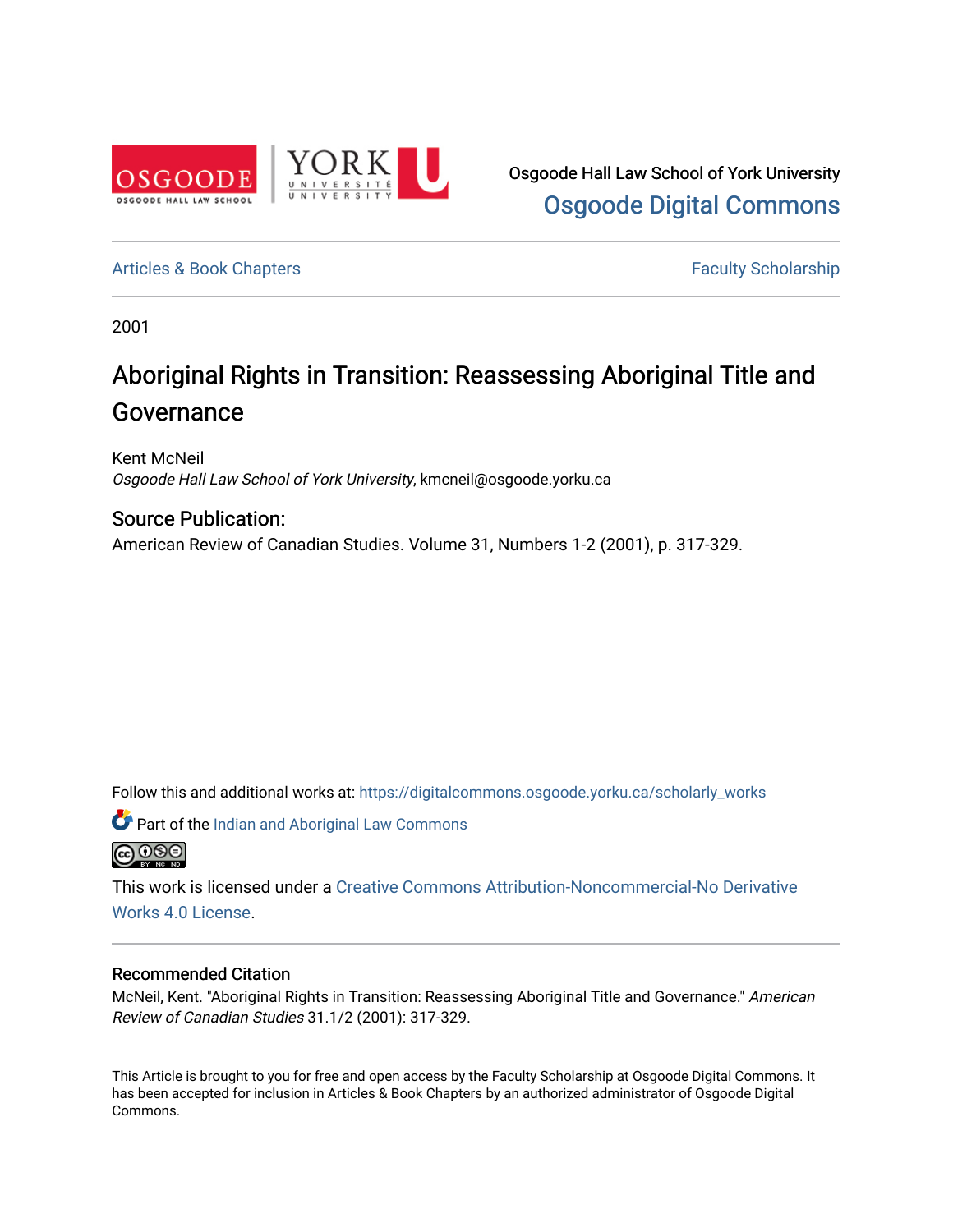Osgoode Hall Law School of York University
**Osgoode Digital Commons**

Articles & Book Chapters | Faculty Scholarship

2001

# Aboriginal Rights in Transition: Reassessing Aboriginal Title and Governance

Kent McNeil
*Osgoode Hall Law School of York University*, kmcneil@osgoode.yorku.ca

## Source Publication:

American Review of Canadian Studies. Volume 31, Numbers 1-2 (2001), p. 317-329.

Follow this and additional works at: https://digitalcommons.osgoode.yorku.ca/scholarly_works

Part of the Indian and Aboriginal Law Commons

This work is licensed under a Creative Commons Attribution-Noncommercial-No Derivative Works 4.0 License.

## Recommended Citation

McNeil, Kent. "Aboriginal Rights in Transition: Reassessing Aboriginal Title and Governance." *American Review of Canadian Studies* 31.1/2 (2001): 317-329.

This Article is brought to you for free and open access by the Faculty Scholarship at Osgoode Digital Commons. It has been accepted for inclusion in Articles & Book Chapters by an authorized administrator of Osgoode Digital Commons.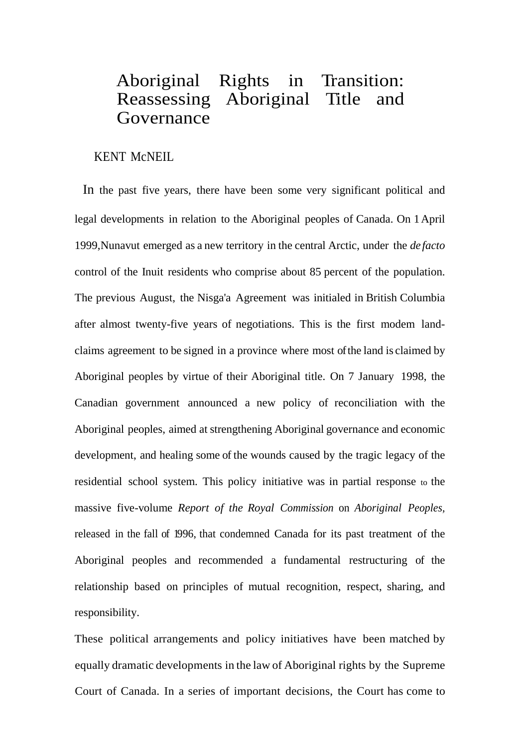# Aboriginal Rights in Transition: Reassessing Aboriginal Title and Governance

KENT McNEIL

In the past five years, there have been some very significant political and legal developments in relation to the Aboriginal peoples of Canada. On 1 April 1999, Nunavut emerged as a new territory in the central Arctic, under the *de facto* control of the Inuit residents who comprise about 85 percent of the population. The previous August, the Nisga'a Agreement was initialed in British Columbia after almost twenty-five years of negotiations. This is the first modem land-claims agreement to be signed in a province where most of the land is claimed by Aboriginal peoples by virtue of their Aboriginal title. On 7 January 1998, the Canadian government announced a new policy of reconciliation with the Aboriginal peoples, aimed at strengthening Aboriginal governance and economic development, and healing some of the wounds caused by the tragic legacy of the residential school system. This policy initiative was in partial response to the massive five-volume *Report of the Royal Commission* on *Aboriginal Peoples,* released in the fall of 1996, that condemned Canada for its past treatment of the Aboriginal peoples and recommended a fundamental restructuring of the relationship based on principles of mutual recognition, respect, sharing, and responsibility.

These political arrangements and policy initiatives have been matched by equally dramatic developments in the law of Aboriginal rights by the Supreme Court of Canada. In a series of important decisions, the Court has come to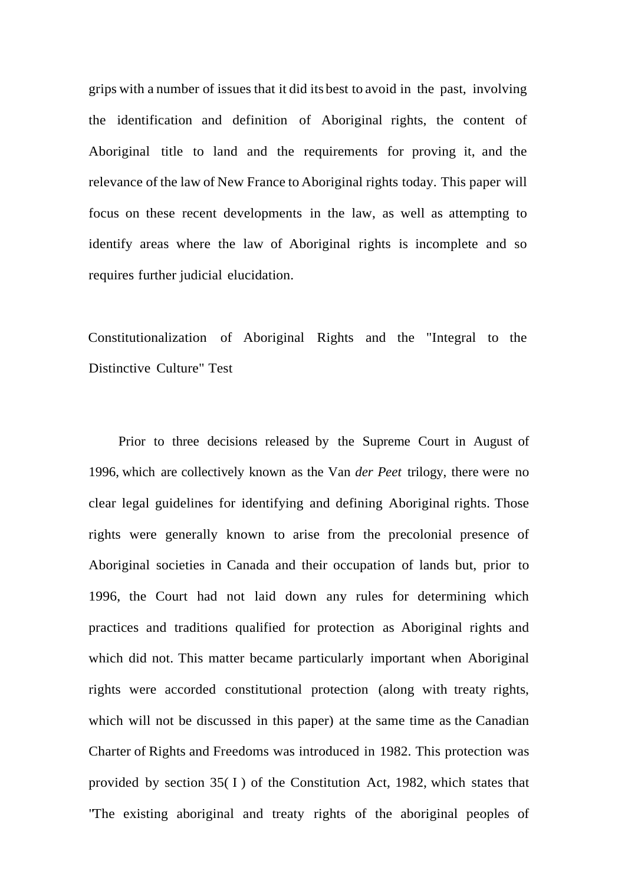grips with a number of issues that it did its best to avoid in the past, involving the identification and definition of Aboriginal rights, the content of Aboriginal title to land and the requirements for proving it, and the relevance of the law of New France to Aboriginal rights today. This paper will focus on these recent developments in the law, as well as attempting to identify areas where the law of Aboriginal rights is incomplete and so requires further judicial elucidation.

## Constitutionalization of Aboriginal Rights and the "Integral to the Distinctive Culture" Test

Prior to three decisions released by the Supreme Court in August of 1996, which are collectively known as the Van *der Peet* trilogy, there were no clear legal guidelines for identifying and defining Aboriginal rights. Those rights were generally known to arise from the precolonial presence of Aboriginal societies in Canada and their occupation of lands but, prior to 1996, the Court had not laid down any rules for determining which practices and traditions qualified for protection as Aboriginal rights and which did not. This matter became particularly important when Aboriginal rights were accorded constitutional protection (along with treaty rights, which will not be discussed in this paper) at the same time as the Canadian Charter of Rights and Freedoms was introduced in 1982. This protection was provided by section 35( I ) of the Constitution Act, 1982, which states that "The existing aboriginal and treaty rights of the aboriginal peoples of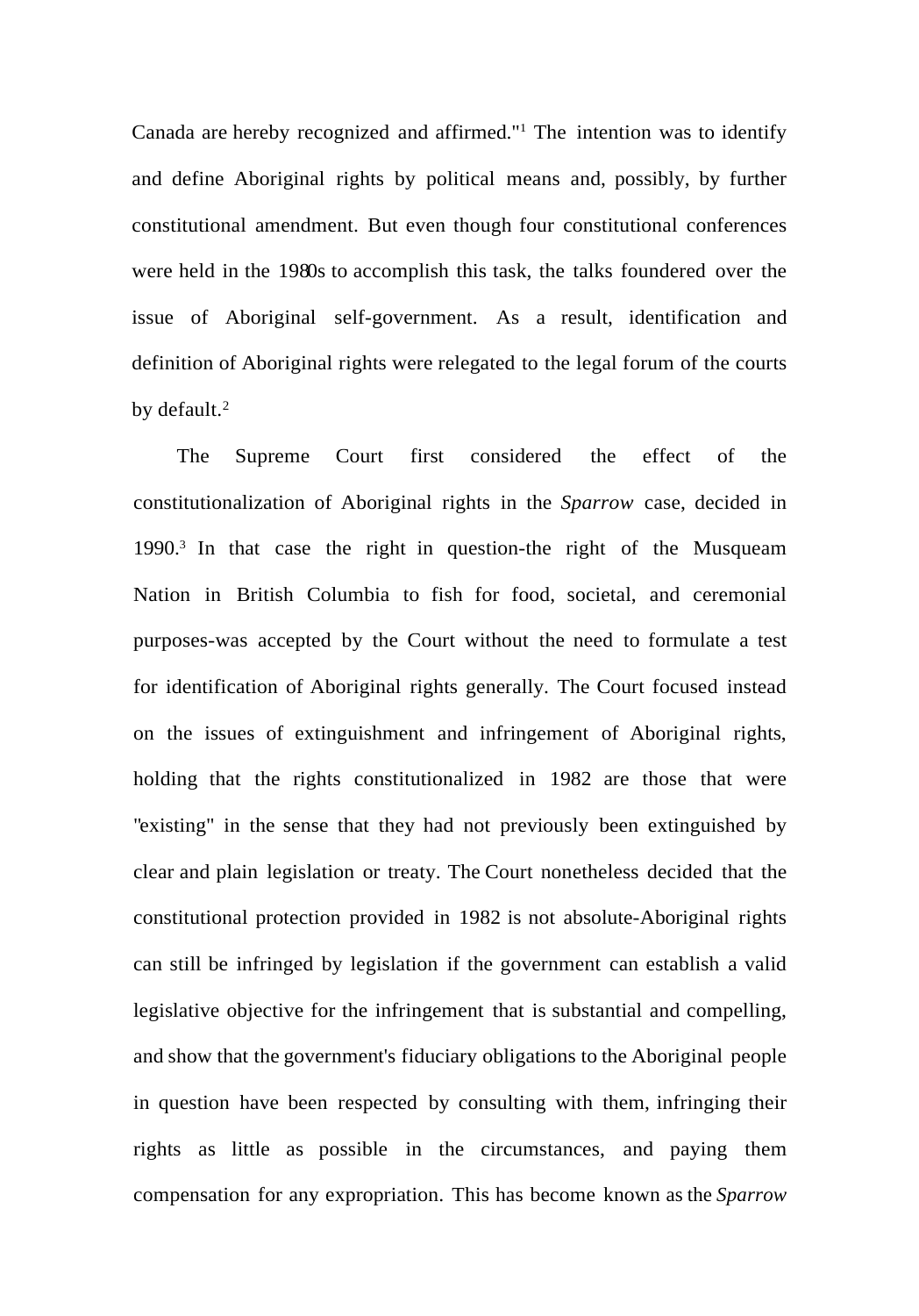Canada are hereby recognized and affirmed."[1] The intention was to identify and define Aboriginal rights by political means and, possibly, by further constitutional amendment. But even though four constitutional conferences were held in the 1980s to accomplish this task, the talks foundered over the issue of Aboriginal self-government. As a result, identification and definition of Aboriginal rights were relegated to the legal forum of the courts by default.[2]

The Supreme Court first considered the effect of the constitutionalization of Aboriginal rights in the *Sparrow* case, decided in 1990.[3] In that case the right in question-the right of the Musqueam Nation in British Columbia to fish for food, societal, and ceremonial purposes-was accepted by the Court without the need to formulate a test for identification of Aboriginal rights generally. The Court focused instead on the issues of extinguishment and infringement of Aboriginal rights, holding that the rights constitutionalized in 1982 are those that were "existing" in the sense that they had not previously been extinguished by clear and plain legislation or treaty. The Court nonetheless decided that the constitutional protection provided in 1982 is not absolute-Aboriginal rights can still be infringed by legislation if the government can establish a valid legislative objective for the infringement that is substantial and compelling, and show that the government's fiduciary obligations to the Aboriginal people in question have been respected by consulting with them, infringing their rights as little as possible in the circumstances, and paying them compensation for any expropriation. This has become known as the *Sparrow*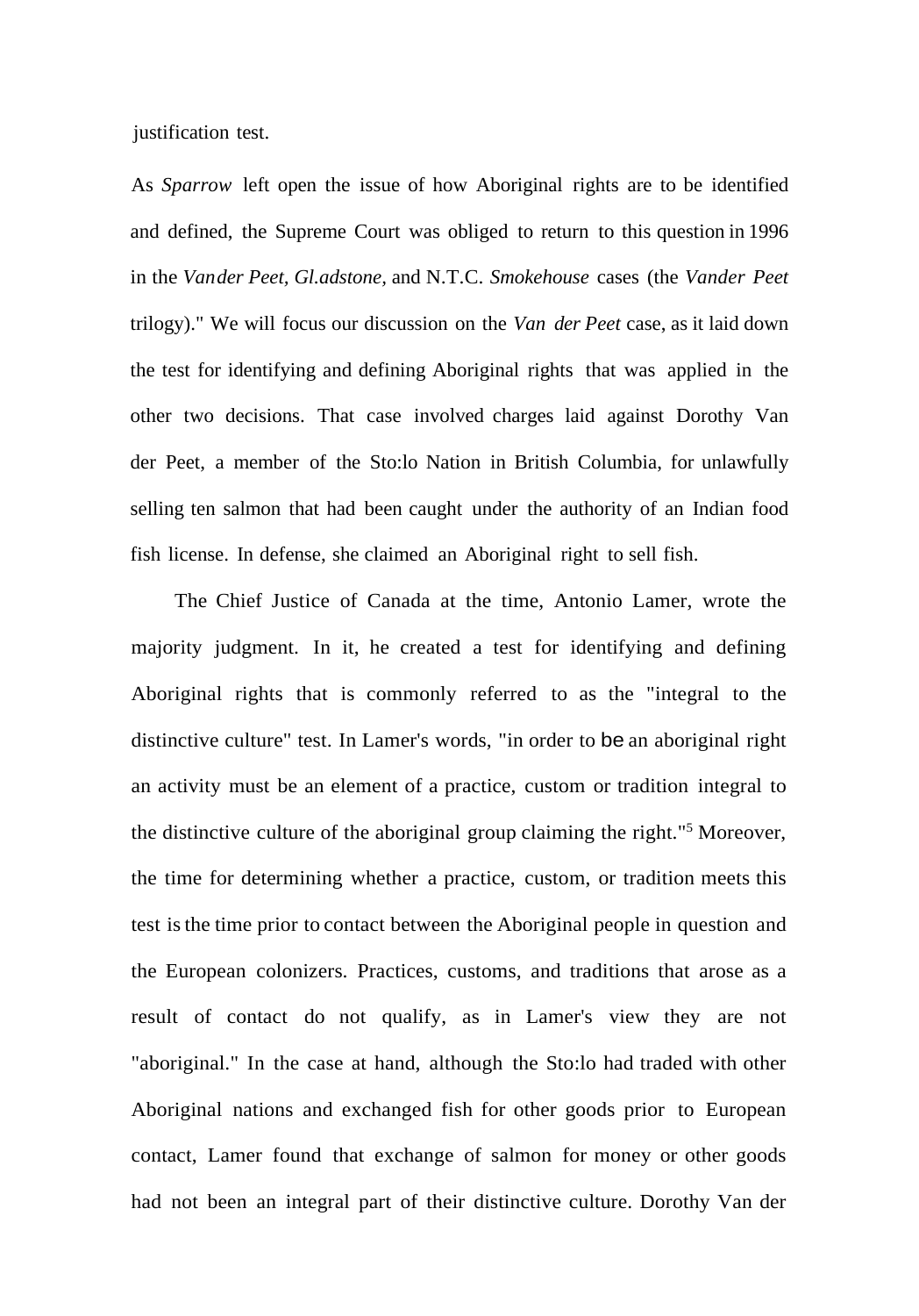justification test.

As *Sparrow* left open the issue of how Aboriginal rights are to be identified and defined, the Supreme Court was obliged to return to this question in 1996 in the *Vander Peet, Gl.adstone,* and N.T.C. *Smokehouse* cases (the *Vander Peet* trilogy)." We will focus our discussion on the *Van der Peet* case, as it laid down the test for identifying and defining Aboriginal rights that was applied in the other two decisions. That case involved charges laid against Dorothy Van der Peet, a member of the Sto:lo Nation in British Columbia, for unlawfully selling ten salmon that had been caught under the authority of an Indian food fish license. In defense, she claimed an Aboriginal right to sell fish.

The Chief Justice of Canada at the time, Antonio Lamer, wrote the majority judgment. In it, he created a test for identifying and defining Aboriginal rights that is commonly referred to as the "integral to the distinctive culture" test. In Lamer's words, "in order to be an aboriginal right an activity must be an element of a practice, custom or tradition integral to the distinctive culture of the aboriginal group claiming the right."[5] Moreover, the time for determining whether a practice, custom, or tradition meets this test is the time prior to contact between the Aboriginal people in question and the European colonizers. Practices, customs, and traditions that arose as a result of contact do not qualify, as in Lamer's view they are not "aboriginal." In the case at hand, although the Sto:lo had traded with other Aboriginal nations and exchanged fish for other goods prior to European contact, Lamer found that exchange of salmon for money or other goods had not been an integral part of their distinctive culture. Dorothy Van der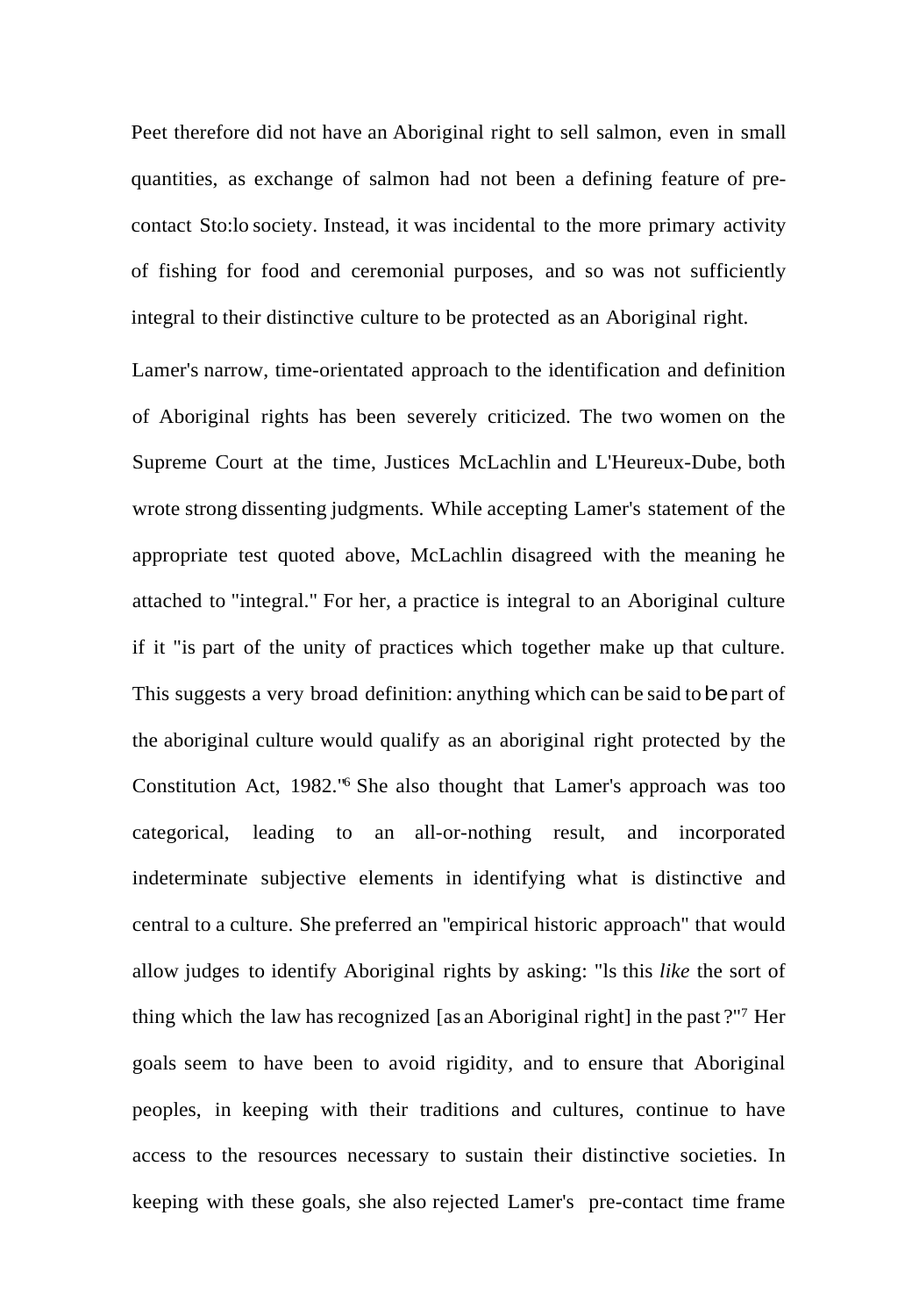Peet therefore did not have an Aboriginal right to sell salmon, even in small quantities, as exchange of salmon had not been a defining feature of pre-contact Sto:lo society. Instead, it was incidental to the more primary activity of fishing for food and ceremonial purposes, and so was not sufficiently integral to their distinctive culture to be protected as an Aboriginal right.

Lamer's narrow, time-orientated approach to the identification and definition of Aboriginal rights has been severely criticized. The two women on the Supreme Court at the time, Justices McLachlin and L'Heureux-Dube, both wrote strong dissenting judgments. While accepting Lamer's statement of the appropriate test quoted above, McLachlin disagreed with the meaning he attached to "integral." For her, a practice is integral to an Aboriginal culture if it "is part of the unity of practices which together make up that culture. This suggests a very broad definition: anything which can be said to be part of the aboriginal culture would qualify as an aboriginal right protected by the Constitution Act, 1982."[6] She also thought that Lamer's approach was too categorical, leading to an all-or-nothing result, and incorporated indeterminate subjective elements in identifying what is distinctive and central to a culture. She preferred an "empirical historic approach" that would allow judges to identify Aboriginal rights by asking: "ls this *like* the sort of thing which the law has recognized [as an Aboriginal right] in the past ?"[7] Her goals seem to have been to avoid rigidity, and to ensure that Aboriginal peoples, in keeping with their traditions and cultures, continue to have access to the resources necessary to sustain their distinctive societies. In keeping with these goals, she also rejected Lamer's pre-contact time frame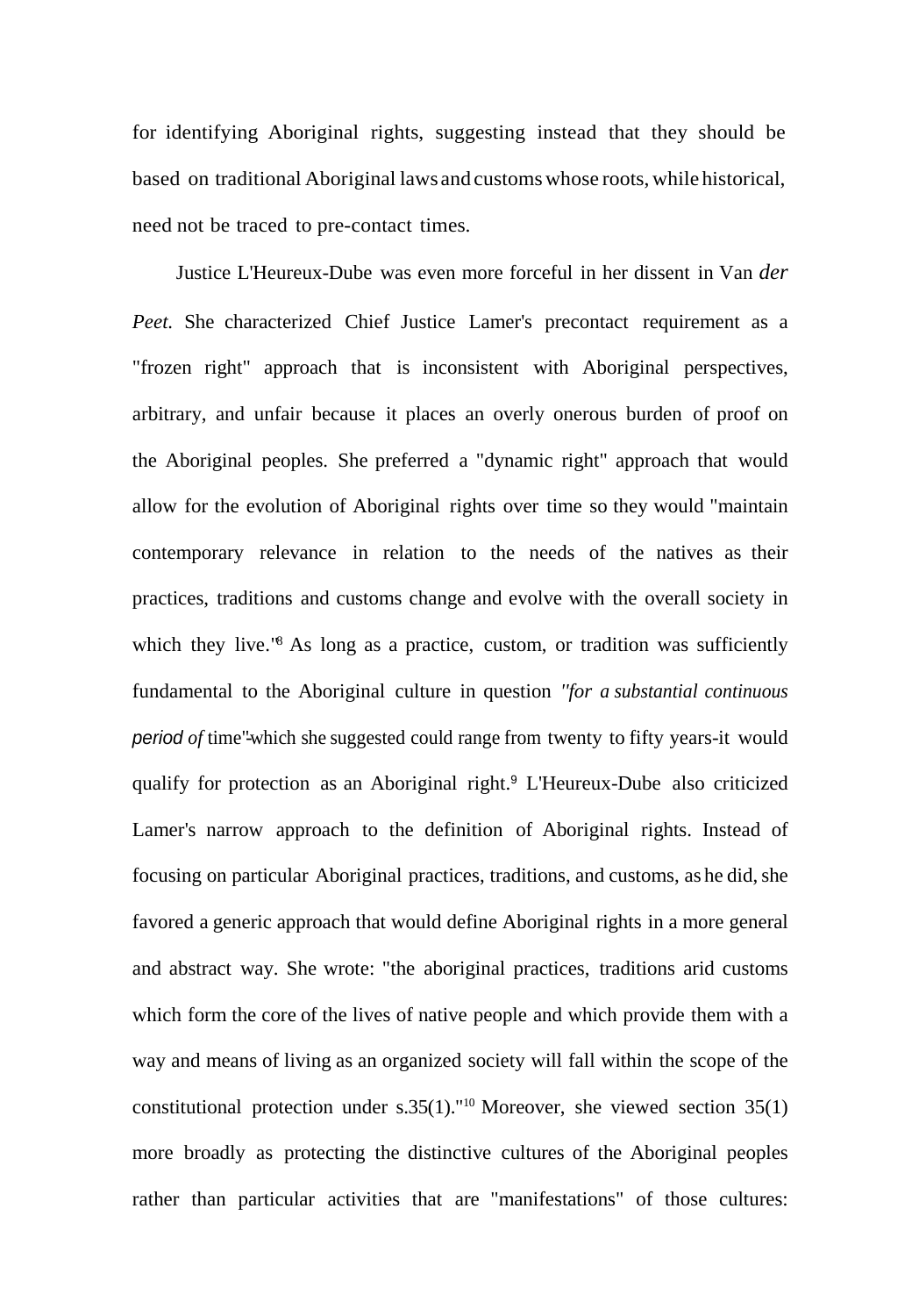for identifying Aboriginal rights, suggesting instead that they should be based on traditional Aboriginal laws and customs whose roots, while historical, need not be traced to pre-contact times.

Justice L'Heureux-Dube was even more forceful in her dissent in Van *der Peet.* She characterized Chief Justice Lamer's precontact requirement as a "frozen right" approach that is inconsistent with Aboriginal perspectives, arbitrary, and unfair because it places an overly onerous burden of proof on the Aboriginal peoples. She preferred a "dynamic right" approach that would allow for the evolution of Aboriginal rights over time so they would "maintain contemporary relevance in relation to the needs of the natives as their practices, traditions and customs change and evolve with the overall society in which they live."[8] As long as a practice, custom, or tradition was sufficiently fundamental to the Aboriginal culture in question *"for a substantial continuous period of* time"-which she suggested could range from twenty to fifty years-it would qualify for protection as an Aboriginal right.[9] L'Heureux-Dube also criticized Lamer's narrow approach to the definition of Aboriginal rights. Instead of focusing on particular Aboriginal practices, traditions, and customs, as he did, she favored a generic approach that would define Aboriginal rights in a more general and abstract way. She wrote: "the aboriginal practices, traditions arid customs which form the core of the lives of native people and which provide them with a way and means of living as an organized society will fall within the scope of the constitutional protection under s.35(1)."[10] Moreover, she viewed section 35(1) more broadly as protecting the distinctive cultures of the Aboriginal peoples rather than particular activities that are "manifestations" of those cultures: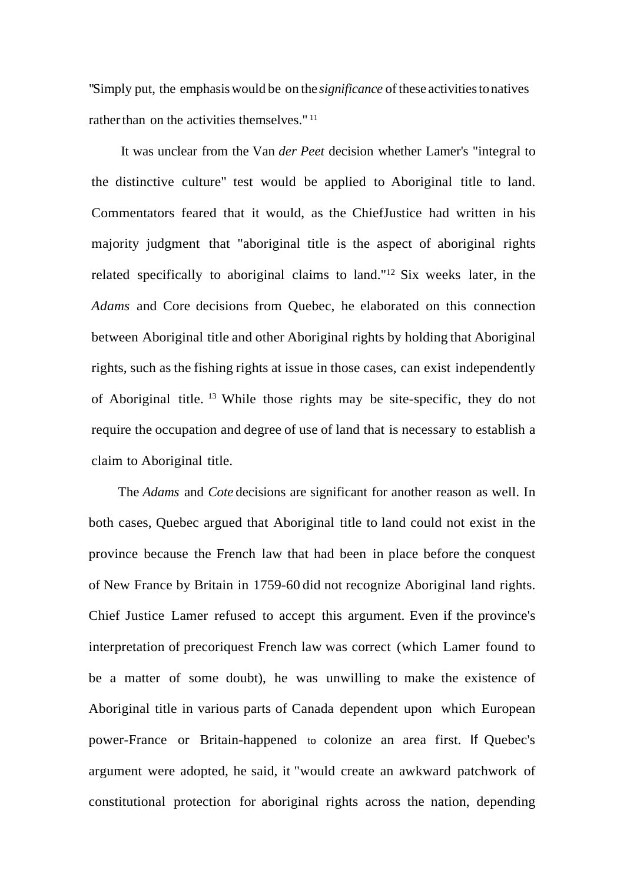"Simply put, the emphasis would be on the *significance* of these activities to natives rather than on the activities themselves." [11]

It was unclear from the Van *der Peet* decision whether Lamer's "integral to the distinctive culture" test would be applied to Aboriginal title to land. Commentators feared that it would, as the ChiefJustice had written in his majority judgment that "aboriginal title is the aspect of aboriginal rights related specifically to aboriginal claims to land."[12] Six weeks later, in the *Adams* and Core decisions from Quebec, he elaborated on this connection between Aboriginal title and other Aboriginal rights by holding that Aboriginal rights, such as the fishing rights at issue in those cases, can exist independently of Aboriginal title. [13] While those rights may be site-specific, they do not require the occupation and degree of use of land that is necessary to establish a claim to Aboriginal title.

The *Adams* and *Cote* decisions are significant for another reason as well. In both cases, Quebec argued that Aboriginal title to land could not exist in the province because the French law that had been in place before the conquest of New France by Britain in 1759-60 did not recognize Aboriginal land rights. Chief Justice Lamer refused to accept this argument. Even if the province's interpretation of precoriquest French law was correct (which Lamer found to be a matter of some doubt), he was unwilling to make the existence of Aboriginal title in various parts of Canada dependent upon which European power-France or Britain-happened to colonize an area first. If Quebec's argument were adopted, he said, it "would create an awkward patchwork of constitutional protection for aboriginal rights across the nation, depending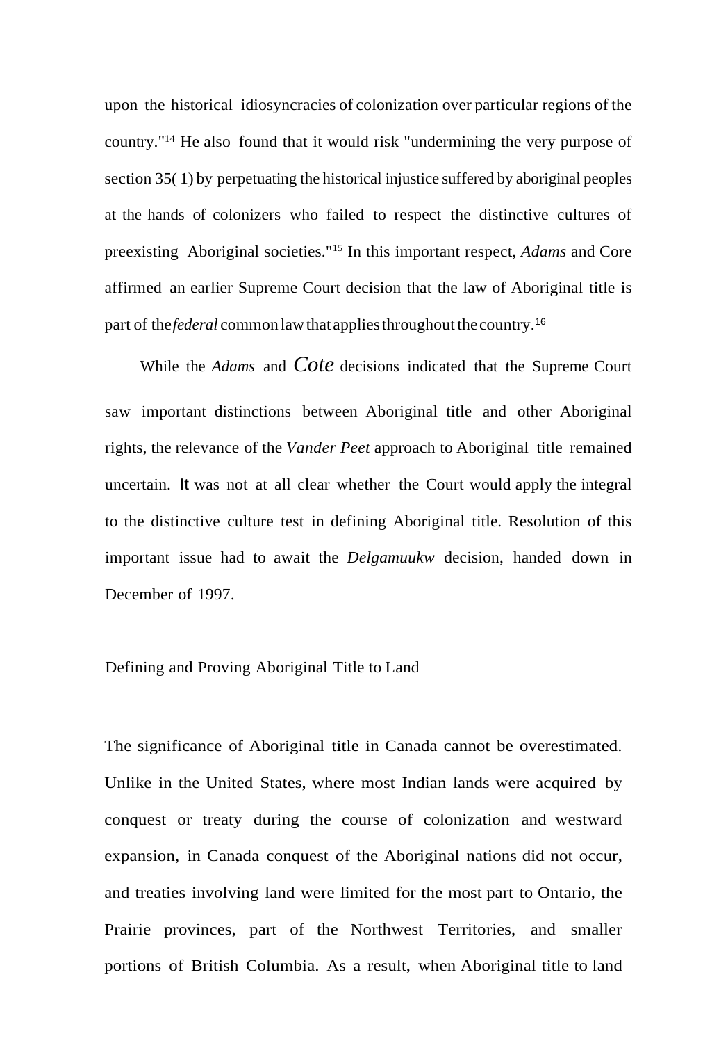upon the historical idiosyncracies of colonization over particular regions of the country."[14] He also found that it would risk "undermining the very purpose of section 35( 1) by perpetuating the historical injustice suffered by aboriginal peoples at the hands of colonizers who failed to respect the distinctive cultures of preexisting Aboriginal societies."[15] In this important respect, *Adams* and Core affirmed an earlier Supreme Court decision that the law of Aboriginal title is part of the *federal* common law that applies throughout the country.[16]

While the *Adams* and *Cote* decisions indicated that the Supreme Court saw important distinctions between Aboriginal title and other Aboriginal rights, the relevance of the *Vander Peet* approach to Aboriginal title remained uncertain. It was not at all clear whether the Court would apply the integral to the distinctive culture test in defining Aboriginal title. Resolution of this important issue had to await the *Delgamuukw* decision, handed down in December of 1997.

## Defining and Proving Aboriginal Title to Land

The significance of Aboriginal title in Canada cannot be overestimated. Unlike in the United States, where most Indian lands were acquired by conquest or treaty during the course of colonization and westward expansion, in Canada conquest of the Aboriginal nations did not occur, and treaties involving land were limited for the most part to Ontario, the Prairie provinces, part of the Northwest Territories, and smaller portions of British Columbia. As a result, when Aboriginal title to land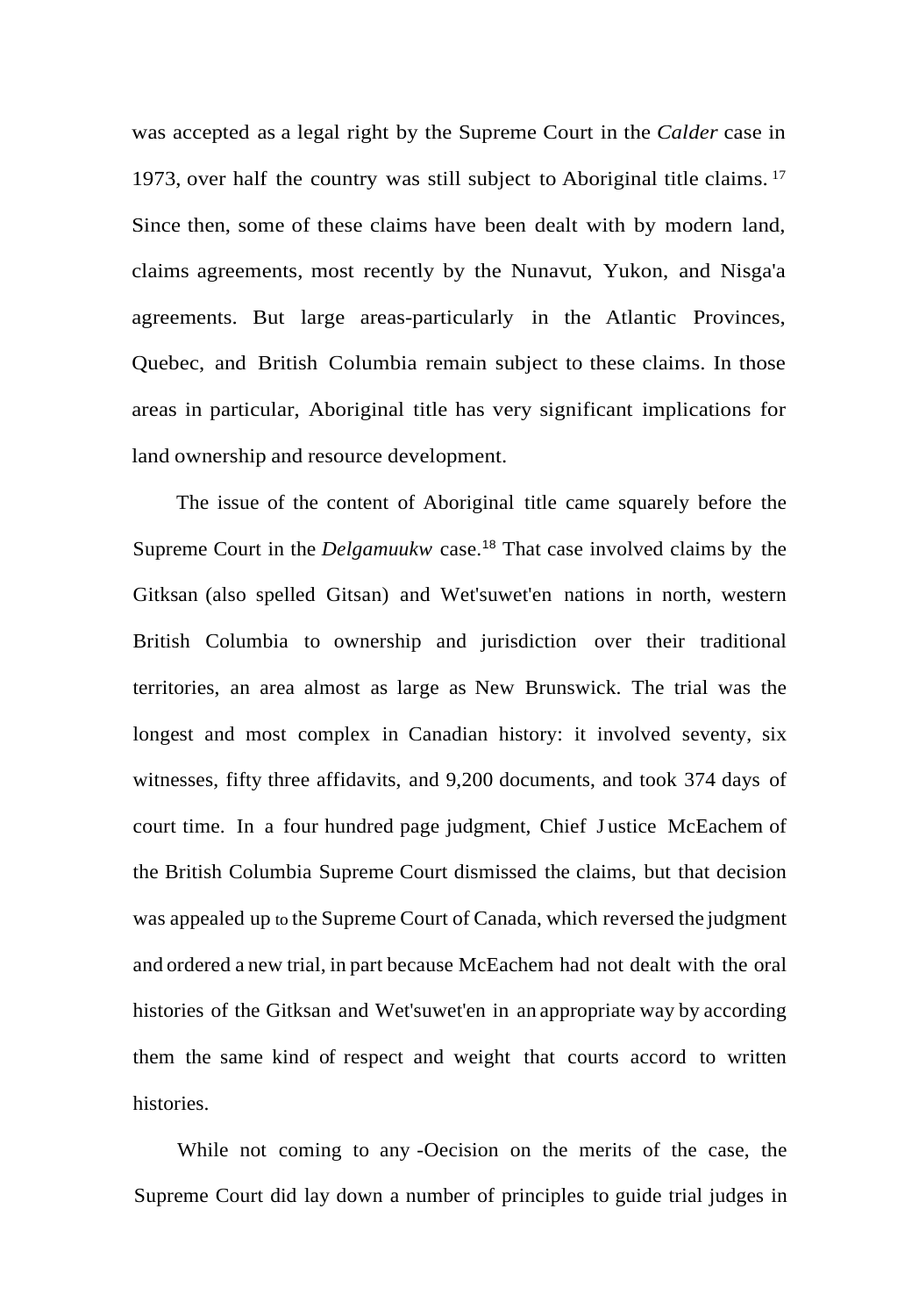was accepted as a legal right by the Supreme Court in the *Calder* case in 1973, over half the country was still subject to Aboriginal title claims.[17] Since then, some of these claims have been dealt with by modern land, claims agreements, most recently by the Nunavut, Yukon, and Nisga'a agreements. But large areas-particularly in the Atlantic Provinces, Quebec, and British Columbia remain subject to these claims. In those areas in particular, Aboriginal title has very significant implications for land ownership and resource development.

The issue of the content of Aboriginal title came squarely before the Supreme Court in the *Delgamuukw* case.[18] That case involved claims by the Gitksan (also spelled Gitsan) and Wet'suwet'en nations in north, western British Columbia to ownership and jurisdiction over their traditional territories, an area almost as large as New Brunswick. The trial was the longest and most complex in Canadian history: it involved seventy, six witnesses, fifty three affidavits, and 9,200 documents, and took 374 days of court time. In a four hundred page judgment, Chief Justice McEachem of the British Columbia Supreme Court dismissed the claims, but that decision was appealed up to the Supreme Court of Canada, which reversed the judgment and ordered a new trial, in part because McEachem had not dealt with the oral histories of the Gitksan and Wet'suwet'en in an appropriate way by according them the same kind of respect and weight that courts accord to written histories.

While not coming to any -Oecision on the merits of the case, the Supreme Court did lay down a number of principles to guide trial judges in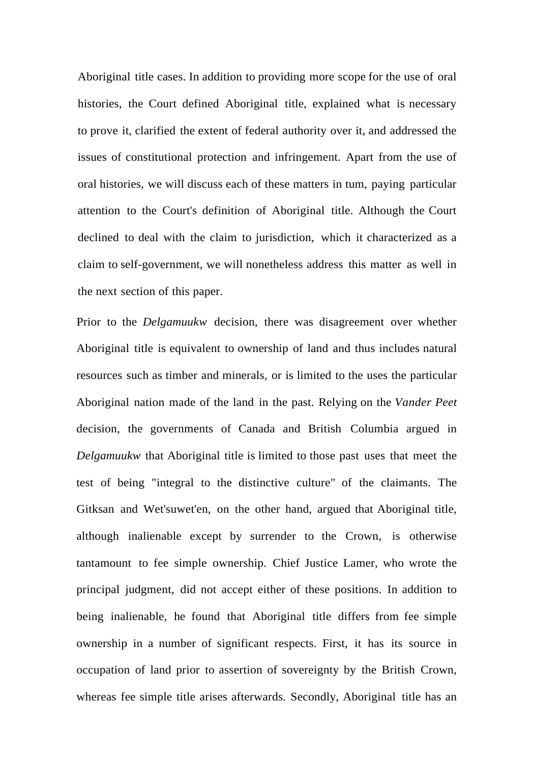Aboriginal title cases. In addition to providing more scope for the use of oral histories, the Court defined Aboriginal title, explained what is necessary to prove it, clarified the extent of federal authority over it, and addressed the issues of constitutional protection and infringement. Apart from the use of oral histories, we will discuss each of these matters in tum, paying particular attention to the Court's definition of Aboriginal title. Although the Court declined to deal with the claim to jurisdiction, which it characterized as a claim to self-government, we will nonetheless address this matter as well in the next section of this paper.

Prior to the *Delgamuukw* decision, there was disagreement over whether Aboriginal title is equivalent to ownership of land and thus includes natural resources such as timber and minerals, or is limited to the uses the particular Aboriginal nation made of the land in the past. Relying on the *Vander Peet* decision, the governments of Canada and British Columbia argued in *Delgamuukw* that Aboriginal title is limited to those past uses that meet the test of being "integral to the distinctive culture" of the claimants. The Gitksan and Wet'suwet'en, on the other hand, argued that Aboriginal title, although inalienable except by surrender to the Crown, is otherwise tantamount to fee simple ownership. Chief Justice Lamer, who wrote the principal judgment, did not accept either of these positions. In addition to being inalienable, he found that Aboriginal title differs from fee simple ownership in a number of significant respects. First, it has its source in occupation of land prior to assertion of sovereignty by the British Crown, whereas fee simple title arises afterwards. Secondly, Aboriginal title has an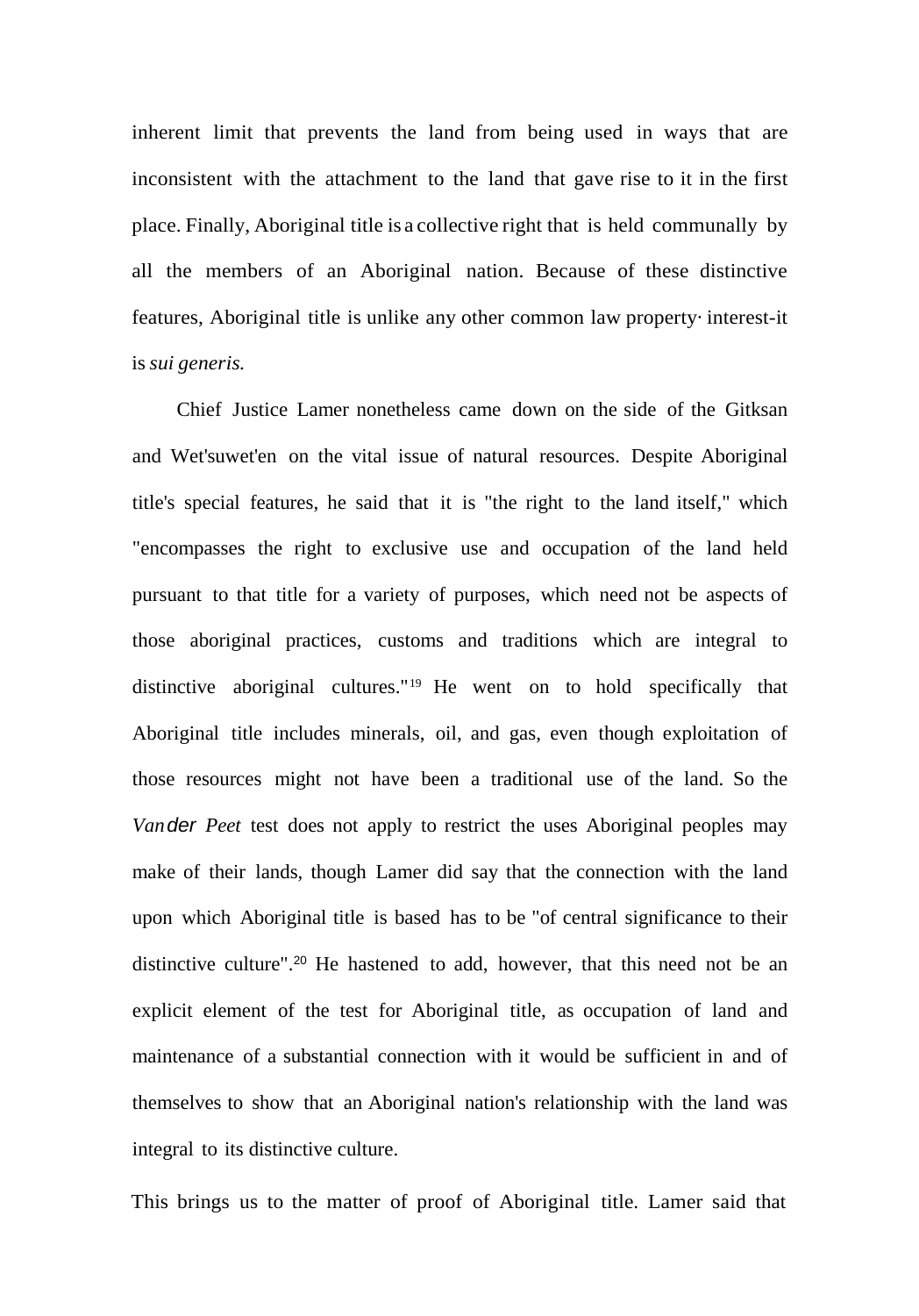inherent limit that prevents the land from being used in ways that are inconsistent with the attachment to the land that gave rise to it in the first place. Finally, Aboriginal title is a collective right that is held communally by all the members of an Aboriginal nation. Because of these distinctive features, Aboriginal title is unlike any other common law property· interest-it is *sui generis.*

Chief Justice Lamer nonetheless came down on the side of the Gitksan and Wet'suwet'en on the vital issue of natural resources. Despite Aboriginal title's special features, he said that it is "the right to the land itself," which "encompasses the right to exclusive use and occupation of the land held pursuant to that title for a variety of purposes, which need not be aspects of those aboriginal practices, customs and traditions which are integral to distinctive aboriginal cultures."[19] He went on to hold specifically that Aboriginal title includes minerals, oil, and gas, even though exploitation of those resources might not have been a traditional use of the land. So the *Van der Peet* test does not apply to restrict the uses Aboriginal peoples may make of their lands, though Lamer did say that the connection with the land upon which Aboriginal title is based has to be "of central significance to their distinctive culture".[20] He hastened to add, however, that this need not be an explicit element of the test for Aboriginal title, as occupation of land and maintenance of a substantial connection with it would be sufficient in and of themselves to show that an Aboriginal nation's relationship with the land was integral to its distinctive culture.

This brings us to the matter of proof of Aboriginal title. Lamer said that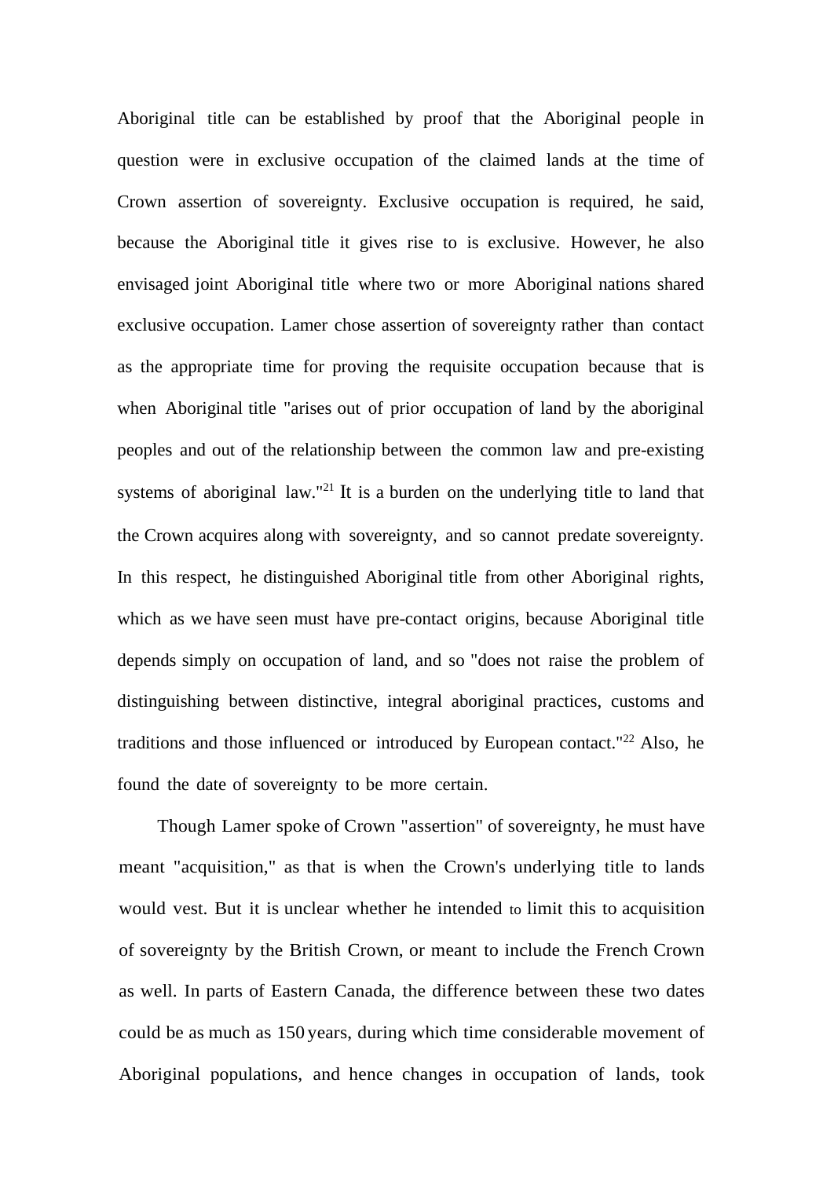Aboriginal title can be established by proof that the Aboriginal people in question were in exclusive occupation of the claimed lands at the time of Crown assertion of sovereignty. Exclusive occupation is required, he said, because the Aboriginal title it gives rise to is exclusive. However, he also envisaged joint Aboriginal title where two or more Aboriginal nations shared exclusive occupation. Lamer chose assertion of sovereignty rather than contact as the appropriate time for proving the requisite occupation because that is when Aboriginal title "arises out of prior occupation of land by the aboriginal peoples and out of the relationship between the common law and pre-existing systems of aboriginal law."[21] It is a burden on the underlying title to land that the Crown acquires along with sovereignty, and so cannot predate sovereignty. In this respect, he distinguished Aboriginal title from other Aboriginal rights, which as we have seen must have pre-contact origins, because Aboriginal title depends simply on occupation of land, and so "does not raise the problem of distinguishing between distinctive, integral aboriginal practices, customs and traditions and those influenced or introduced by European contact."[22] Also, he found the date of sovereignty to be more certain.

Though Lamer spoke of Crown "assertion" of sovereignty, he must have meant "acquisition," as that is when the Crown's underlying title to lands would vest. But it is unclear whether he intended to limit this to acquisition of sovereignty by the British Crown, or meant to include the French Crown as well. In parts of Eastern Canada, the difference between these two dates could be as much as 150 years, during which time considerable movement of Aboriginal populations, and hence changes in occupation of lands, took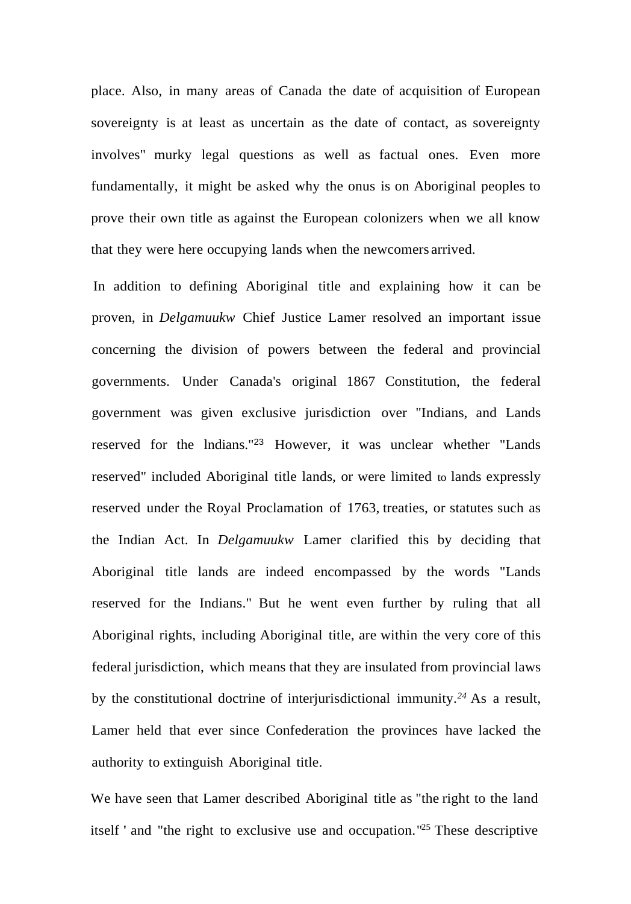place. Also, in many areas of Canada the date of acquisition of European sovereignty is at least as uncertain as the date of contact, as sovereignty involves" murky legal questions as well as factual ones. Even more fundamentally, it might be asked why the onus is on Aboriginal peoples to prove their own title as against the European colonizers when we all know that they were here occupying lands when the newcomers arrived.

In addition to defining Aboriginal title and explaining how it can be proven, in *Delgamuukw* Chief Justice Lamer resolved an important issue concerning the division of powers between the federal and provincial governments. Under Canada's original 1867 Constitution, the federal government was given exclusive jurisdiction over "Indians, and Lands reserved for the lndians."[23] However, it was unclear whether "Lands reserved" included Aboriginal title lands, or were limited to lands expressly reserved under the Royal Proclamation of 1763, treaties, or statutes such as the Indian Act. In *Delgamuukw* Lamer clarified this by deciding that Aboriginal title lands are indeed encompassed by the words "Lands reserved for the Indians." But he went even further by ruling that all Aboriginal rights, including Aboriginal title, are within the very core of this federal jurisdiction, which means that they are insulated from provincial laws by the constitutional doctrine of interjurisdictional immunity.[24] As a result, Lamer held that ever since Confederation the provinces have lacked the authority to extinguish Aboriginal title.

We have seen that Lamer described Aboriginal title as "the right to the land itself ' and "the right to exclusive use and occupation."[25] These descriptive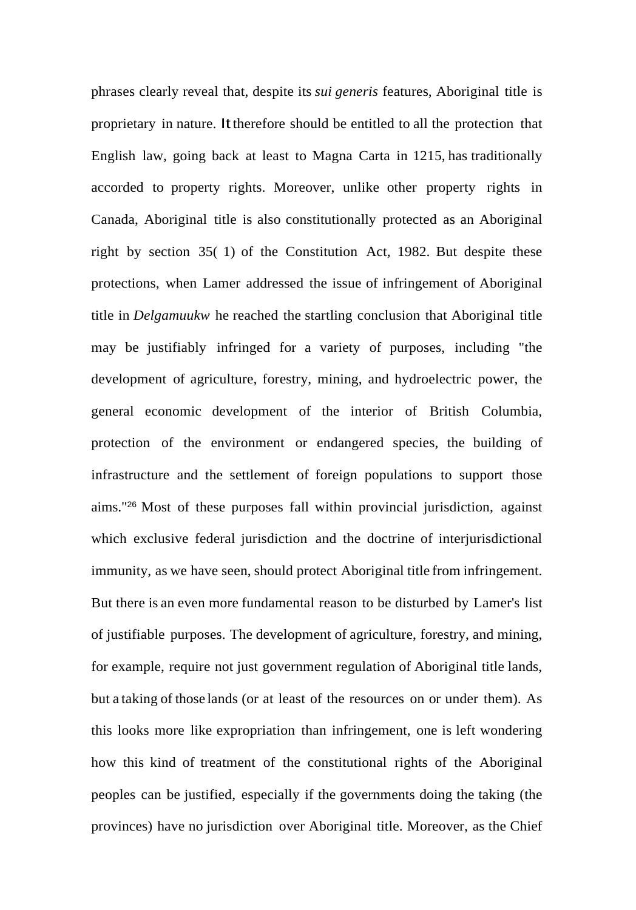phrases clearly reveal that, despite its *sui generis* features, Aboriginal title is proprietary in nature. It therefore should be entitled to all the protection that English law, going back at least to Magna Carta in 1215, has traditionally accorded to property rights. Moreover, unlike other property rights in Canada, Aboriginal title is also constitutionally protected as an Aboriginal right by section 35( 1) of the Constitution Act, 1982. But despite these protections, when Lamer addressed the issue of infringement of Aboriginal title in *Delgamuukw* he reached the startling conclusion that Aboriginal title may be justifiably infringed for a variety of purposes, including "the development of agriculture, forestry, mining, and hydroelectric power, the general economic development of the interior of British Columbia, protection of the environment or endangered species, the building of infrastructure and the settlement of foreign populations to support those aims."[26] Most of these purposes fall within provincial jurisdiction, against which exclusive federal jurisdiction and the doctrine of interjurisdictional immunity, as we have seen, should protect Aboriginal title from infringement. But there is an even more fundamental reason to be disturbed by Lamer's list of justifiable purposes. The development of agriculture, forestry, and mining, for example, require not just government regulation of Aboriginal title lands, but a taking of those lands (or at least of the resources on or under them). As this looks more like expropriation than infringement, one is left wondering how this kind of treatment of the constitutional rights of the Aboriginal peoples can be justified, especially if the governments doing the taking (the provinces) have no jurisdiction over Aboriginal title. Moreover, as the Chief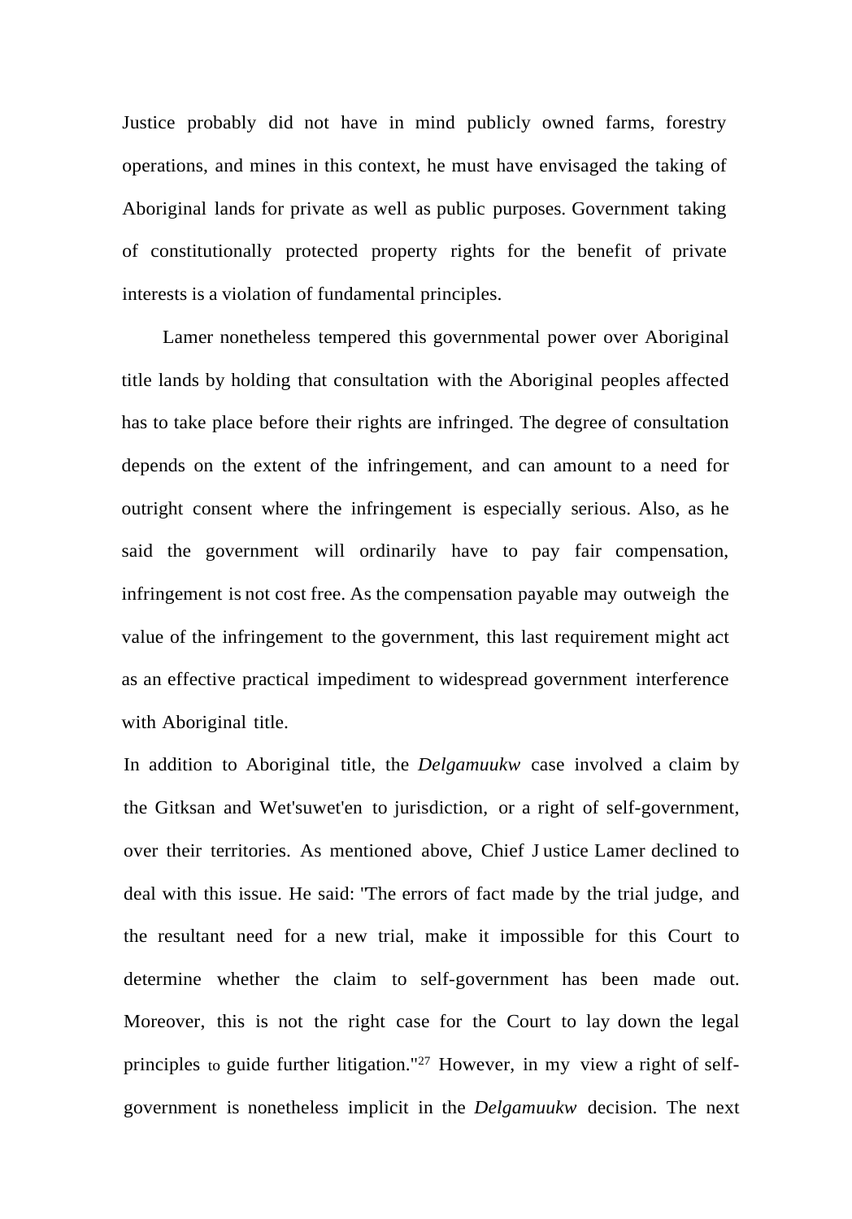Justice probably did not have in mind publicly owned farms, forestry operations, and mines in this context, he must have envisaged the taking of Aboriginal lands for private as well as public purposes. Government taking of constitutionally protected property rights for the benefit of private interests is a violation of fundamental principles.

Lamer nonetheless tempered this governmental power over Aboriginal title lands by holding that consultation with the Aboriginal peoples affected has to take place before their rights are infringed. The degree of consultation depends on the extent of the infringement, and can amount to a need for outright consent where the infringement is especially serious. Also, as he said the government will ordinarily have to pay fair compensation, infringement is not cost free. As the compensation payable may outweigh the value of the infringement to the government, this last requirement might act as an effective practical impediment to widespread government interference with Aboriginal title.

In addition to Aboriginal title, the *Delgamuukw* case involved a claim by the Gitksan and Wet'suwet'en to jurisdiction, or a right of self-government, over their territories. As mentioned above, Chief Justice Lamer declined to deal with this issue. He said: "The errors of fact made by the trial judge, and the resultant need for a new trial, make it impossible for this Court to determine whether the claim to self-government has been made out. Moreover, this is not the right case for the Court to lay down the legal principles to guide further litigation."[27] However, in my view a right of self-government is nonetheless implicit in the *Delgamuukw* decision. The next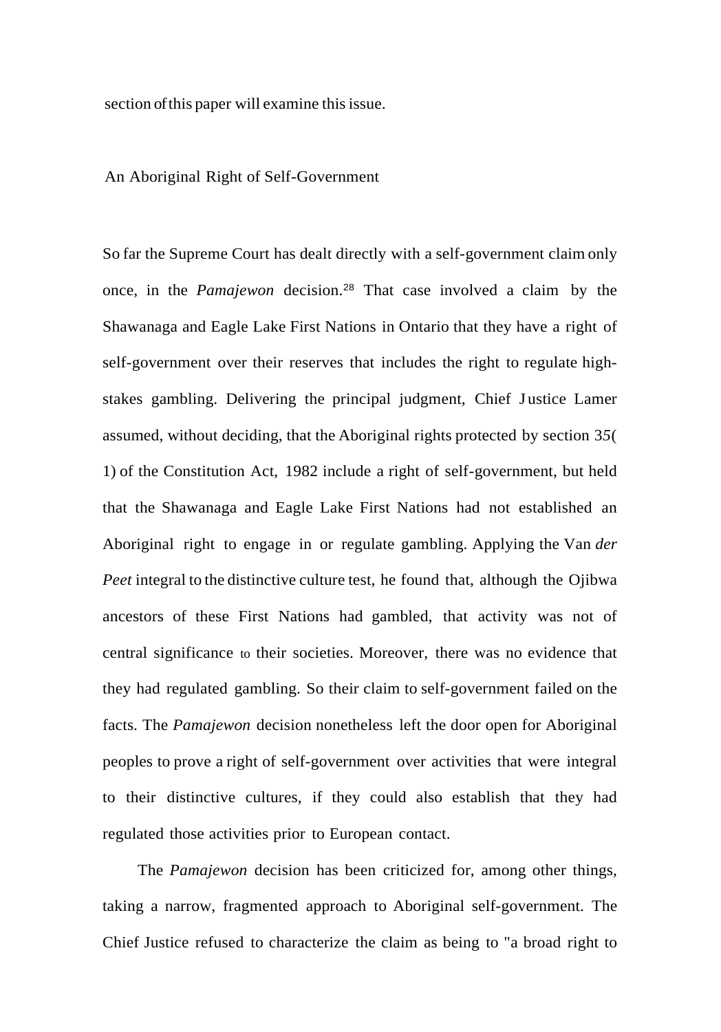section of this paper will examine this issue.

## An Aboriginal Right of Self-Government

So far the Supreme Court has dealt directly with a self-government claim only once, in the *Pamajewon* decision.[28] That case involved a claim by the Shawanaga and Eagle Lake First Nations in Ontario that they have a right of self-government over their reserves that includes the right to regulate high-stakes gambling. Delivering the principal judgment, Chief Justice Lamer assumed, without deciding, that the Aboriginal rights protected by section 35(1) of the Constitution Act, 1982 include a right of self-government, but held that the Shawanaga and Eagle Lake First Nations had not established an Aboriginal right to engage in or regulate gambling. Applying the Van *der Peet* integral to the distinctive culture test, he found that, although the Ojibwa ancestors of these First Nations had gambled, that activity was not of central significance to their societies. Moreover, there was no evidence that they had regulated gambling. So their claim to self-government failed on the facts. The *Pamajewon* decision nonetheless left the door open for Aboriginal peoples to prove a right of self-government over activities that were integral to their distinctive cultures, if they could also establish that they had regulated those activities prior to European contact.

The *Pamajewon* decision has been criticized for, among other things, taking a narrow, fragmented approach to Aboriginal self-government. The Chief Justice refused to characterize the claim as being to "a broad right to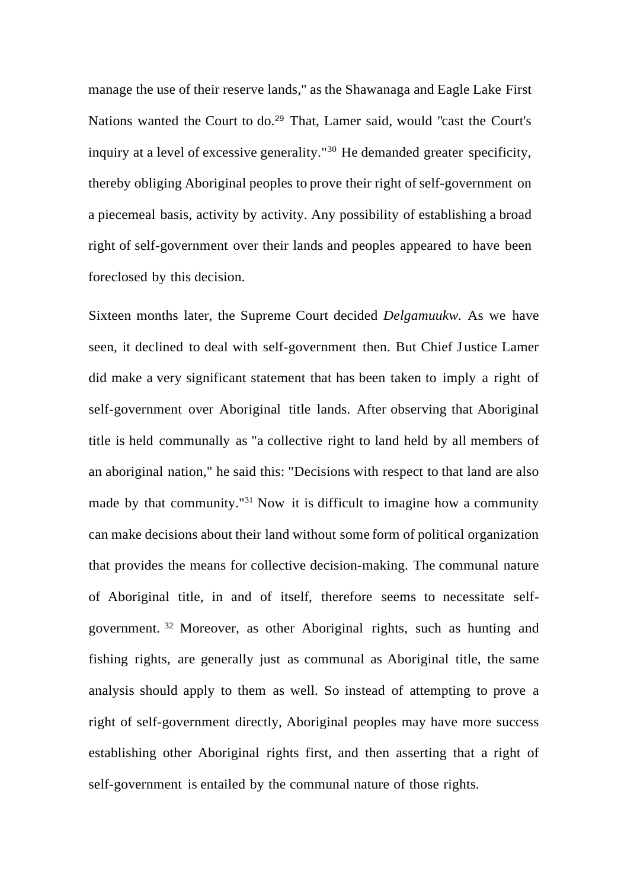manage the use of their reserve lands," as the Shawanaga and Eagle Lake First Nations wanted the Court to do.[29] That, Lamer said, would "cast the Court's inquiry at a level of excessive generality."[30] He demanded greater specificity, thereby obliging Aboriginal peoples to prove their right of self-government on a piecemeal basis, activity by activity. Any possibility of establishing a broad right of self-government over their lands and peoples appeared to have been foreclosed by this decision.

Sixteen months later, the Supreme Court decided *Delgamuukw*. As we have seen, it declined to deal with self-government then. But Chief Justice Lamer did make a very significant statement that has been taken to imply a right of self-government over Aboriginal title lands. After observing that Aboriginal title is held communally as "a collective right to land held by all members of an aboriginal nation," he said this: "Decisions with respect to that land are also made by that community."[31] Now it is difficult to imagine how a community can make decisions about their land without some form of political organization that provides the means for collective decision-making. The communal nature of Aboriginal title, in and of itself, therefore seems to necessitate self-government.[32] Moreover, as other Aboriginal rights, such as hunting and fishing rights, are generally just as communal as Aboriginal title, the same analysis should apply to them as well. So instead of attempting to prove a right of self-government directly, Aboriginal peoples may have more success establishing other Aboriginal rights first, and then asserting that a right of self-government is entailed by the communal nature of those rights.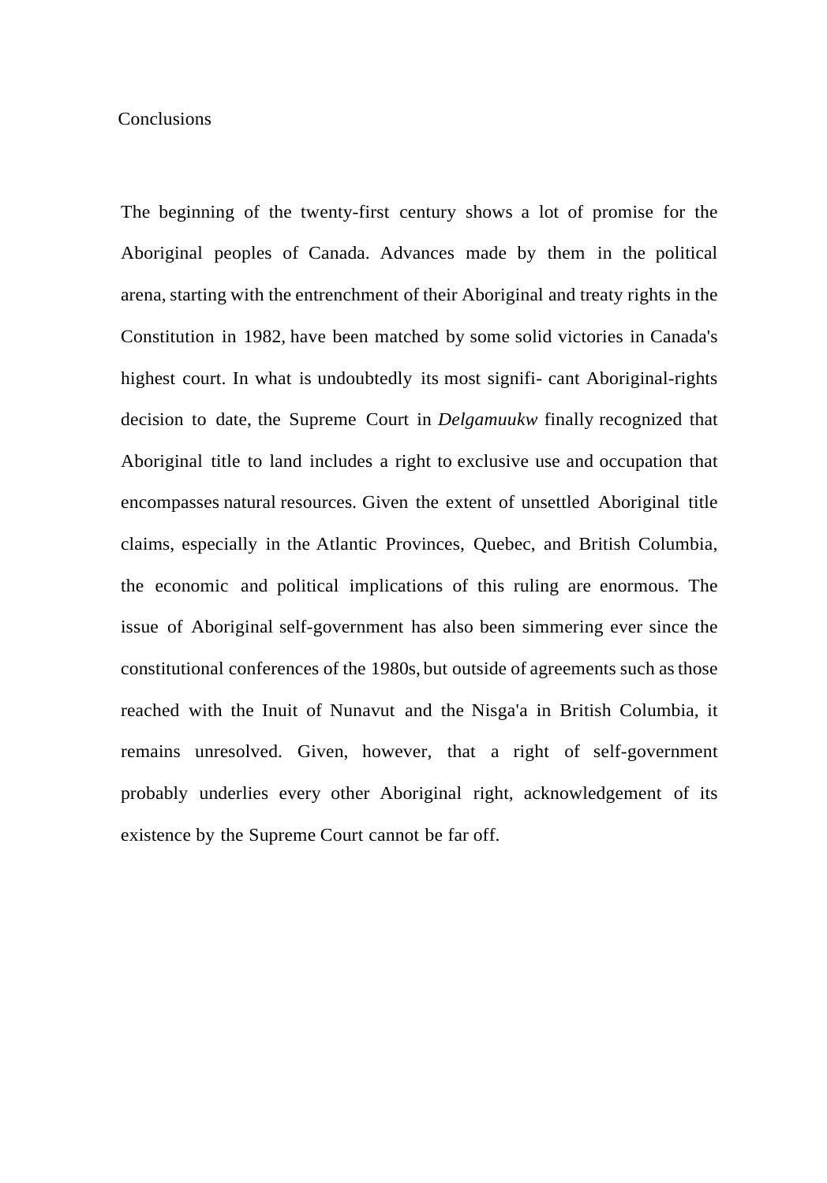## Conclusions

The beginning of the twenty-first century shows a lot of promise for the Aboriginal peoples of Canada. Advances made by them in the political arena, starting with the entrenchment of their Aboriginal and treaty rights in the Constitution in 1982, have been matched by some solid victories in Canada's highest court. In what is undoubtedly its most signifi- cant Aboriginal-rights decision to date, the Supreme Court in *Delgamuukw* finally recognized that Aboriginal title to land includes a right to exclusive use and occupation that encompasses natural resources. Given the extent of unsettled Aboriginal title claims, especially in the Atlantic Provinces, Quebec, and British Columbia, the economic and political implications of this ruling are enormous. The issue of Aboriginal self-government has also been simmering ever since the constitutional conferences of the 1980s, but outside of agreements such as those reached with the Inuit of Nunavut and the Nisga'a in British Columbia, it remains unresolved. Given, however, that a right of self-government probably underlies every other Aboriginal right, acknowledgement of its existence by the Supreme Court cannot be far off.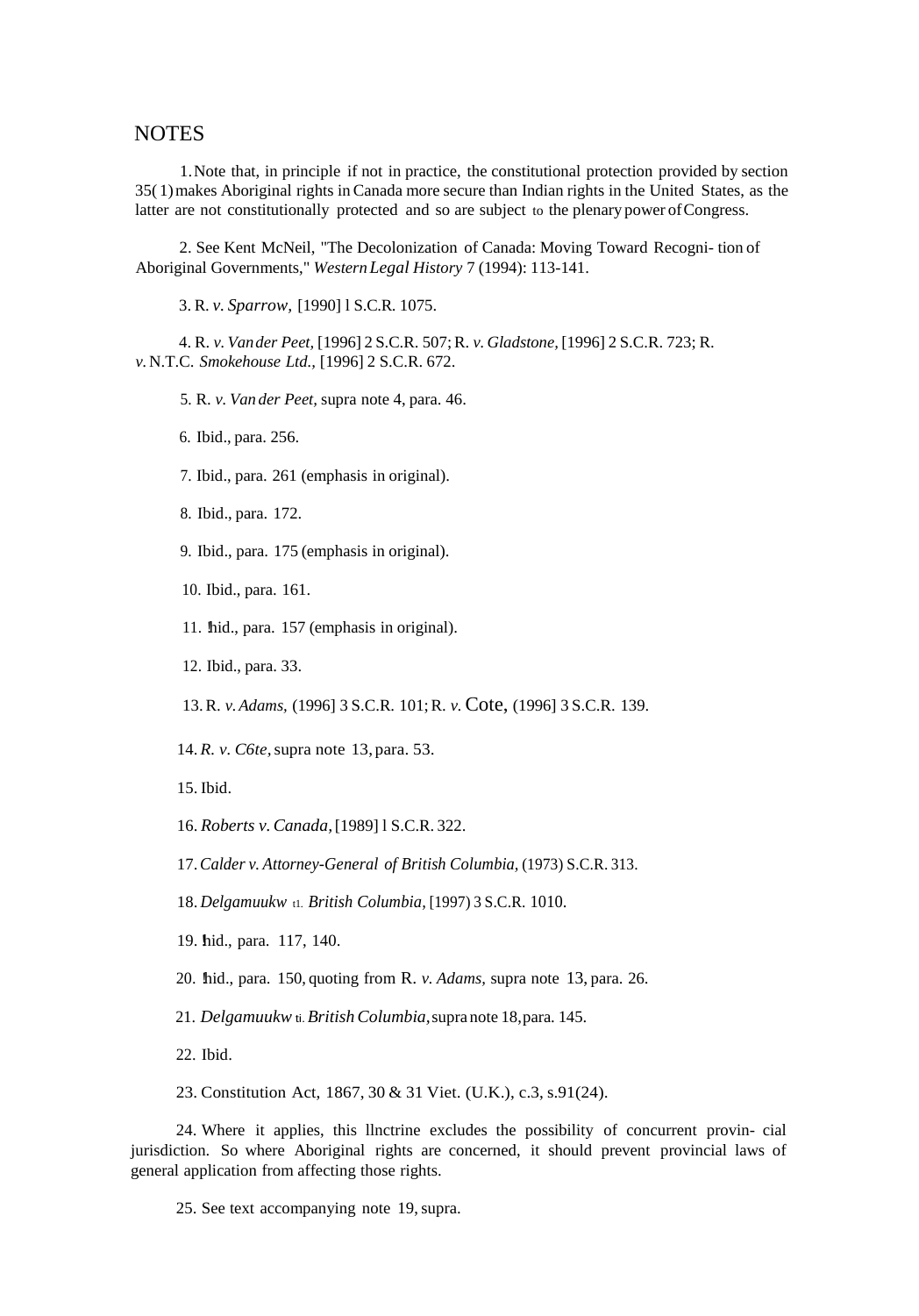# NOTES

1. Note that, in principle if not in practice, the constitutional protection provided by section 35(1) makes Aboriginal rights in Canada more secure than Indian rights in the United States, as the latter are not constitutionally protected and so are subject to the plenary power of Congress.

2. See Kent McNeil, "The Decolonization of Canada: Moving Toward Recogni- tion of Aboriginal Governments," *Western Legal History* 7 (1994): 113-141.

3. R. *v. Sparrow*, [1990] l S.C.R. 1075.

4. R. *v. Van der Peet*, [1996] 2 S.C.R. 507; R. *v. Gladstone*, [1996] 2 S.C.R. 723; R. *v.* N.T.C. *Smokehouse Ltd.*, [1996] 2 S.C.R. 672.

5. R. *v. Van der Peet*, supra note 4, para. 46.

6. Ibid., para. 256.

7. Ibid., para. 261 (emphasis in original).

8. Ibid., para. 172.

9. Ibid., para. 175 (emphasis in original).

10. Ibid., para. 161.

11. !hid., para. 157 (emphasis in original).

12. Ibid., para. 33.

13. R. *v. Adams*, (1996] 3 S.C.R. 101; R. *v.* Cote, (1996] 3 S.C.R. 139.

14. *R. v. C6te*, supra note 13, para. 53.

15. Ibid.

16. *Roberts v. Canada*, [1989] l S.C.R. 322.

17. *Calder v. Attorney-General of British Columbia*, (1973) S.C.R. 313.

18. *Delgamuukw* t1. *British Columbia*, [1997) 3 S.C.R. 1010.

19. !hid., para. 117, 140.

20. !hid., para. 150, quoting from R. *v. Adams*, supra note 13, para. 26.

21. *Delgamuukw* ti. *British Columbia*, supra note 18, para. 145.

22. Ibid.

23. Constitution Act, 1867, 30 & 31 Viet. (U.K.), c.3, s.91(24).

24. Where it applies, this llnctrine excludes the possibility of concurrent provin- cial jurisdiction. So where Aboriginal rights are concerned, it should prevent provincial laws of general application from affecting those rights.

25. See text accompanying note 19, supra.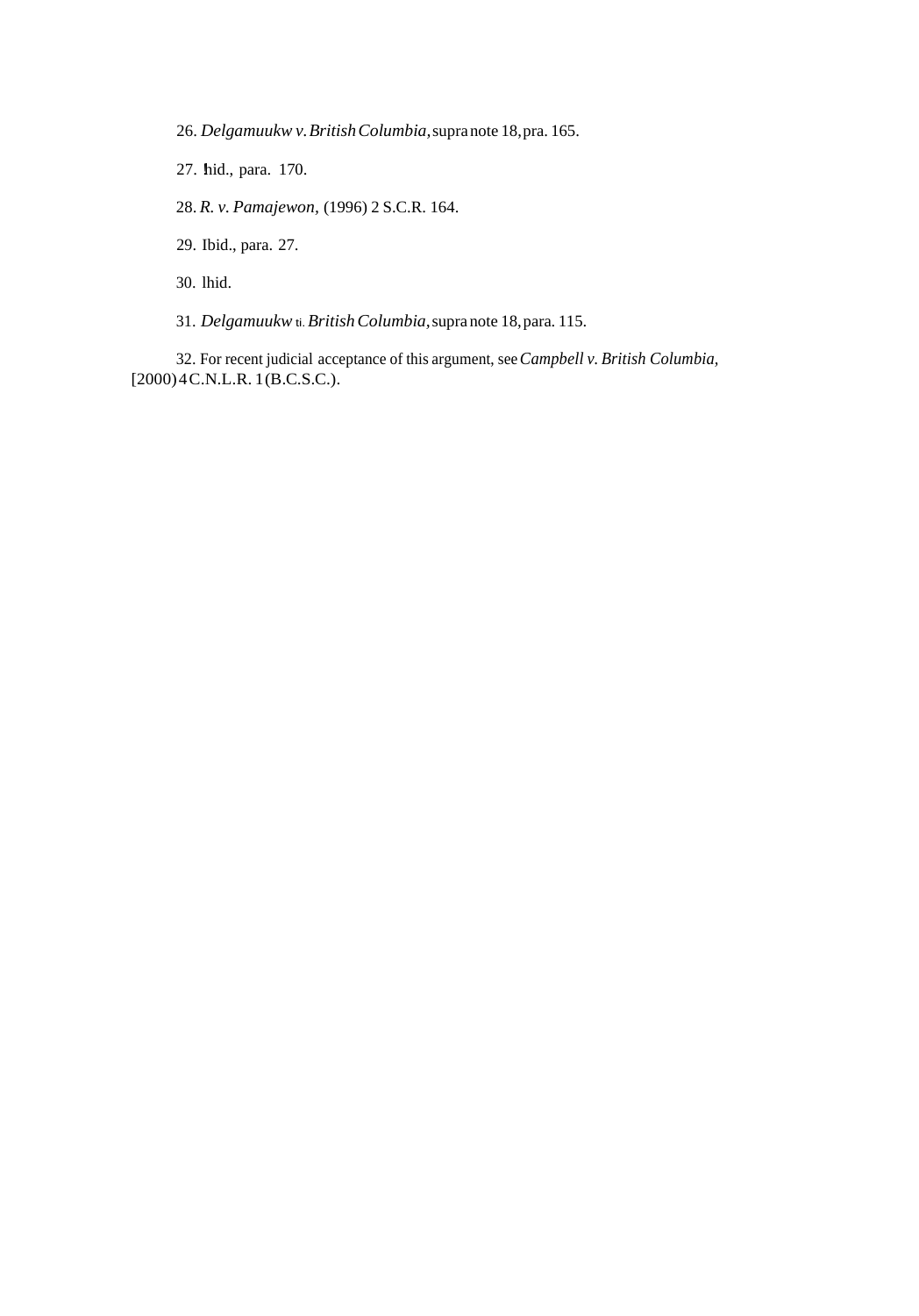26. *Delgamuukw v. British Columbia*, supra note 18, pra. 165.

27. !hid., para. 170.

28. *R. v. Pamajewon*, (1996) 2 S.C.R. 164.

29. Ibid., para. 27.

30. lhid.

31. *Delgamuukw* ti. *British Columbia*, supra note 18, para. 115.

32. For recent judicial acceptance of this argument, see *Campbell v. British Columbia*, [2000) 4 C.N.L.R. 1 (B.C.S.C.).